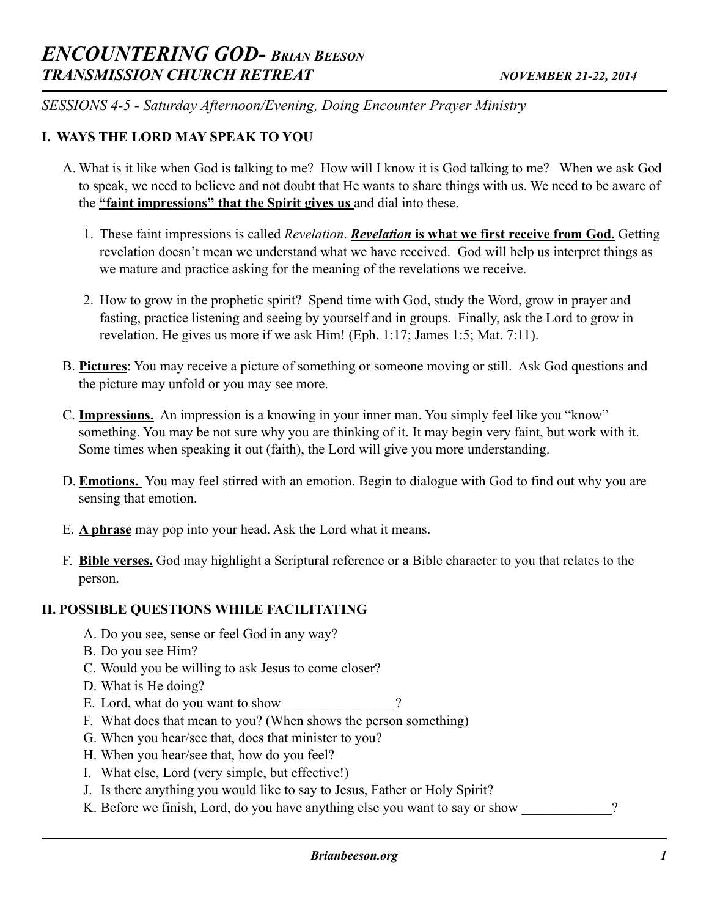# *ENCOUNTERING GOD- BRIAN BEESON*
## *TRANSMISSION CHURCH RETREAT* *NOVEMBER 21-22, 2014*

*SESSIONS 4-5 - Saturday Afternoon/Evening, Doing Encounter Prayer Ministry*

### I. WAYS THE LORD MAY SPEAK TO YOU

A. What is it like when God is talking to me? How will I know it is God talking to me? When we ask God to speak, we need to believe and not doubt that He wants to share things with us. We need to be aware of the **"faint impressions" that the Spirit gives us** and dial into these.

1. These faint impressions is called *Revelation*. ***Revelation*** **is what we first receive from God.** Getting revelation doesn't mean we understand what we have received. God will help us interpret things as we mature and practice asking for the meaning of the revelations we receive.

2. How to grow in the prophetic spirit? Spend time with God, study the Word, grow in prayer and fasting, practice listening and seeing by yourself and in groups. Finally, ask the Lord to grow in revelation. He gives us more if we ask Him! (Eph. 1:17; James 1:5; Mat. 7:11).

B. **Pictures**: You may receive a picture of something or someone moving or still. Ask God questions and the picture may unfold or you may see more.

C. **Impressions.** An impression is a knowing in your inner man. You simply feel like you "know" something. You may be not sure why you are thinking of it. It may begin very faint, but work with it. Some times when speaking it out (faith), the Lord will give you more understanding.

D. **Emotions.** You may feel stirred with an emotion. Begin to dialogue with God to find out why you are sensing that emotion.

E. **A phrase** may pop into your head. Ask the Lord what it means.

F. **Bible verses.** God may highlight a Scriptural reference or a Bible character to you that relates to the person.

### II. POSSIBLE QUESTIONS WHILE FACILITATING

A. Do you see, sense or feel God in any way?
B. Do you see Him?
C. Would you be willing to ask Jesus to come closer?
D. What is He doing?
E. Lord, what do you want to show ________________?
F. What does that mean to you? (When shows the person something)
G. When you hear/see that, does that minister to you?
H. When you hear/see that, how do you feel?
I. What else, Lord (very simple, but effective!)
J. Is there anything you would like to say to Jesus, Father or Holy Spirit?
K. Before we finish, Lord, do you have anything else you want to say or show _____________?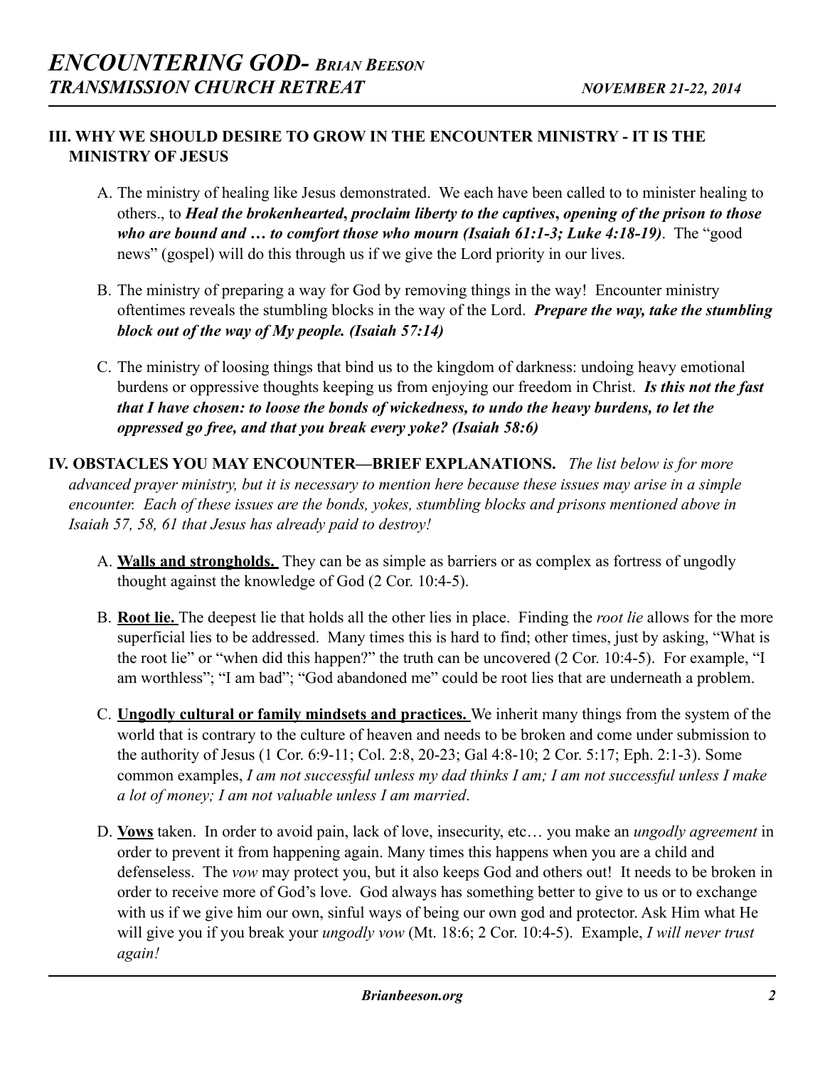## III. WHY WE SHOULD DESIRE TO GROW IN THE ENCOUNTER MINISTRY - IT IS THE MINISTRY OF JESUS

A. The ministry of healing like Jesus demonstrated. We each have been called to to minister healing to others., to ***Heal the brokenhearted*, *proclaim liberty to the captives*, *opening of the prison to those who are bound and … to comfort those who mourn (Isaiah 61:1-3; Luke 4:18-19)***. The "good news" (gospel) will do this through us if we give the Lord priority in our lives.

B. The ministry of preparing a way for God by removing things in the way! Encounter ministry oftentimes reveals the stumbling blocks in the way of the Lord. ***Prepare the way, take the stumbling block out of the way of My people. (Isaiah 57:14)***

C. The ministry of loosing things that bind us to the kingdom of darkness: undoing heavy emotional burdens or oppressive thoughts keeping us from enjoying our freedom in Christ. ***Is this not the fast that I have chosen: to loose the bonds of wickedness, to undo the heavy burdens, to let the oppressed go free, and that you break every yoke? (Isaiah 58:6)***

## IV. OBSTACLES YOU MAY ENCOUNTER—BRIEF EXPLANATIONS.

*The list below is for more advanced prayer ministry, but it is necessary to mention here because these issues may arise in a simple encounter. Each of these issues are the bonds, yokes, stumbling blocks and prisons mentioned above in Isaiah 57, 58, 61 that Jesus has already paid to destroy!*

A. **Walls and strongholds.** They can be as simple as barriers or as complex as fortress of ungodly thought against the knowledge of God (2 Cor. 10:4-5).

B. **Root lie.** The deepest lie that holds all the other lies in place. Finding the *root lie* allows for the more superficial lies to be addressed. Many times this is hard to find; other times, just by asking, "What is the root lie" or "when did this happen?" the truth can be uncovered (2 Cor. 10:4-5). For example, "I am worthless"; "I am bad"; "God abandoned me" could be root lies that are underneath a problem.

C. **Ungodly cultural or family mindsets and practices.** We inherit many things from the system of the world that is contrary to the culture of heaven and needs to be broken and come under submission to the authority of Jesus (1 Cor. 6:9-11; Col. 2:8, 20-23; Gal 4:8-10; 2 Cor. 5:17; Eph. 2:1-3). Some common examples, *I am not successful unless my dad thinks I am; I am not successful unless I make a lot of money; I am not valuable unless I am married*.

D. **Vows** taken. In order to avoid pain, lack of love, insecurity, etc… you make an *ungodly agreement* in order to prevent it from happening again. Many times this happens when you are a child and defenseless. The *vow* may protect you, but it also keeps God and others out! It needs to be broken in order to receive more of God's love. God always has something better to give to us or to exchange with us if we give him our own, sinful ways of being our own god and protector. Ask Him what He will give you if you break your *ungodly vow* (Mt. 18:6; 2 Cor. 10:4-5). Example, *I will never trust again!*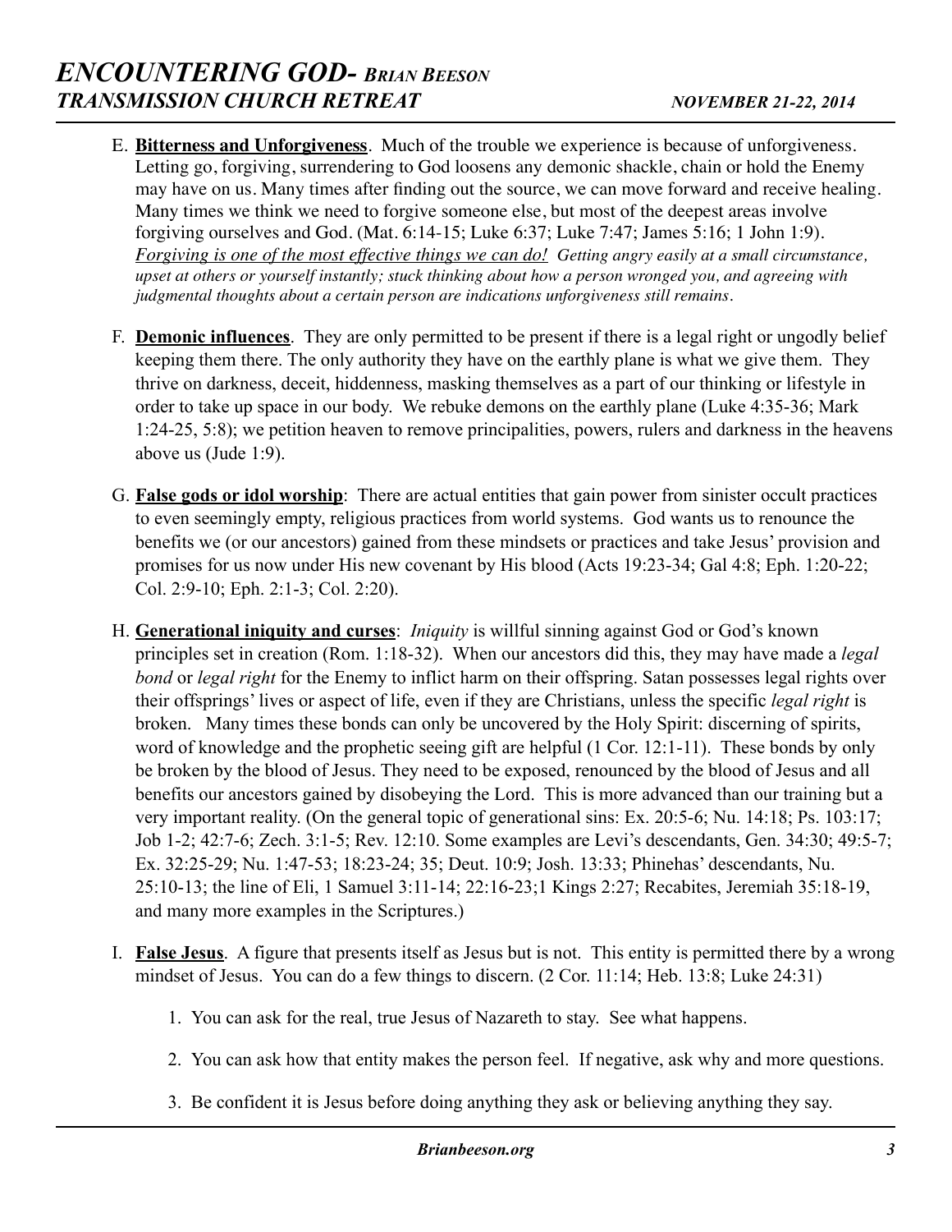E. **Bitterness and Unforgiveness**. Much of the trouble we experience is because of unforgiveness. Letting go, forgiving, surrendering to God loosens any demonic shackle, chain or hold the Enemy may have on us. Many times after finding out the source, we can move forward and receive healing. Many times we think we need to forgive someone else, but most of the deepest areas involve forgiving ourselves and God. (Mat. 6:14-15; Luke 6:37; Luke 7:47; James 5:16; 1 John 1:9). *Forgiving is one of the most effective things we can do! Getting angry easily at a small circumstance, upset at others or yourself instantly; stuck thinking about how a person wronged you, and agreeing with judgmental thoughts about a certain person are indications unforgiveness still remains.*

F. **Demonic influences**. They are only permitted to be present if there is a legal right or ungodly belief keeping them there. The only authority they have on the earthly plane is what we give them. They thrive on darkness, deceit, hiddenness, masking themselves as a part of our thinking or lifestyle in order to take up space in our body. We rebuke demons on the earthly plane (Luke 4:35-36; Mark 1:24-25, 5:8); we petition heaven to remove principalities, powers, rulers and darkness in the heavens above us (Jude 1:9).

G. **False gods or idol worship**: There are actual entities that gain power from sinister occult practices to even seemingly empty, religious practices from world systems. God wants us to renounce the benefits we (or our ancestors) gained from these mindsets or practices and take Jesus' provision and promises for us now under His new covenant by His blood (Acts 19:23-34; Gal 4:8; Eph. 1:20-22; Col. 2:9-10; Eph. 2:1-3; Col. 2:20).

H. **Generational iniquity and curses**: *Iniquity* is willful sinning against God or God's known principles set in creation (Rom. 1:18-32). When our ancestors did this, they may have made a *legal bond* or *legal right* for the Enemy to inflict harm on their offspring. Satan possesses legal rights over their offsprings' lives or aspect of life, even if they are Christians, unless the specific *legal right* is broken. Many times these bonds can only be uncovered by the Holy Spirit: discerning of spirits, word of knowledge and the prophetic seeing gift are helpful (1 Cor. 12:1-11). These bonds by only be broken by the blood of Jesus. They need to be exposed, renounced by the blood of Jesus and all benefits our ancestors gained by disobeying the Lord. This is more advanced than our training but a very important reality. (On the general topic of generational sins: Ex. 20:5-6; Nu. 14:18; Ps. 103:17; Job 1-2; 42:7-6; Zech. 3:1-5; Rev. 12:10. Some examples are Levi's descendants, Gen. 34:30; 49:5-7; Ex. 32:25-29; Nu. 1:47-53; 18:23-24; 35; Deut. 10:9; Josh. 13:33; Phinehas' descendants, Nu. 25:10-13; the line of Eli, 1 Samuel 3:11-14; 22:16-23;1 Kings 2:27; Recabites, Jeremiah 35:18-19, and many more examples in the Scriptures.)

I. **False Jesus**. A figure that presents itself as Jesus but is not. This entity is permitted there by a wrong mindset of Jesus. You can do a few things to discern. (2 Cor. 11:14; Heb. 13:8; Luke 24:31)

1. You can ask for the real, true Jesus of Nazareth to stay. See what happens.
2. You can ask how that entity makes the person feel. If negative, ask why and more questions.
3. Be confident it is Jesus before doing anything they ask or believing anything they say.